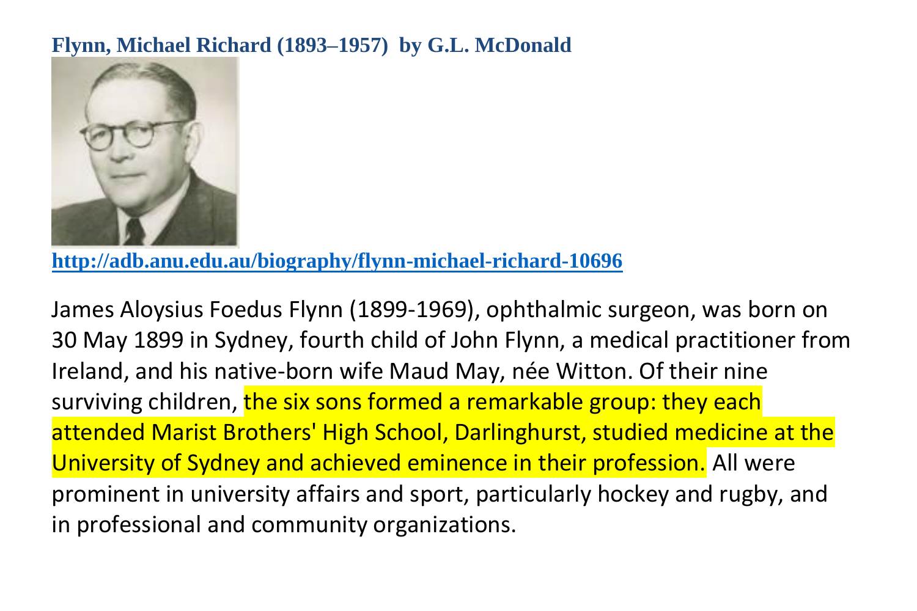**Flynn, Michael Richard (1893–1957) by G.L. McDonald**

http://adb.anu.edu.au/biography/flynn-michael-richard-10696

James Aloysius Foedus Flynn (1899-1969), ophthalmic surgeon, was born on 30 May 1899 in Sydney, fourth child of John Flynn, a medical practitioner from Ireland, and his native-born wife Maud May, née Witton. Of their nine surviving children, the six sons formed a remarkable group: they each attended Marist Brothers' High School, Darlinghurst, studied medicine at the University of Sydney and achieved eminence in their profession. All were prominent in university affairs and sport, particularly hockey and rugby, and in professional and community organizations.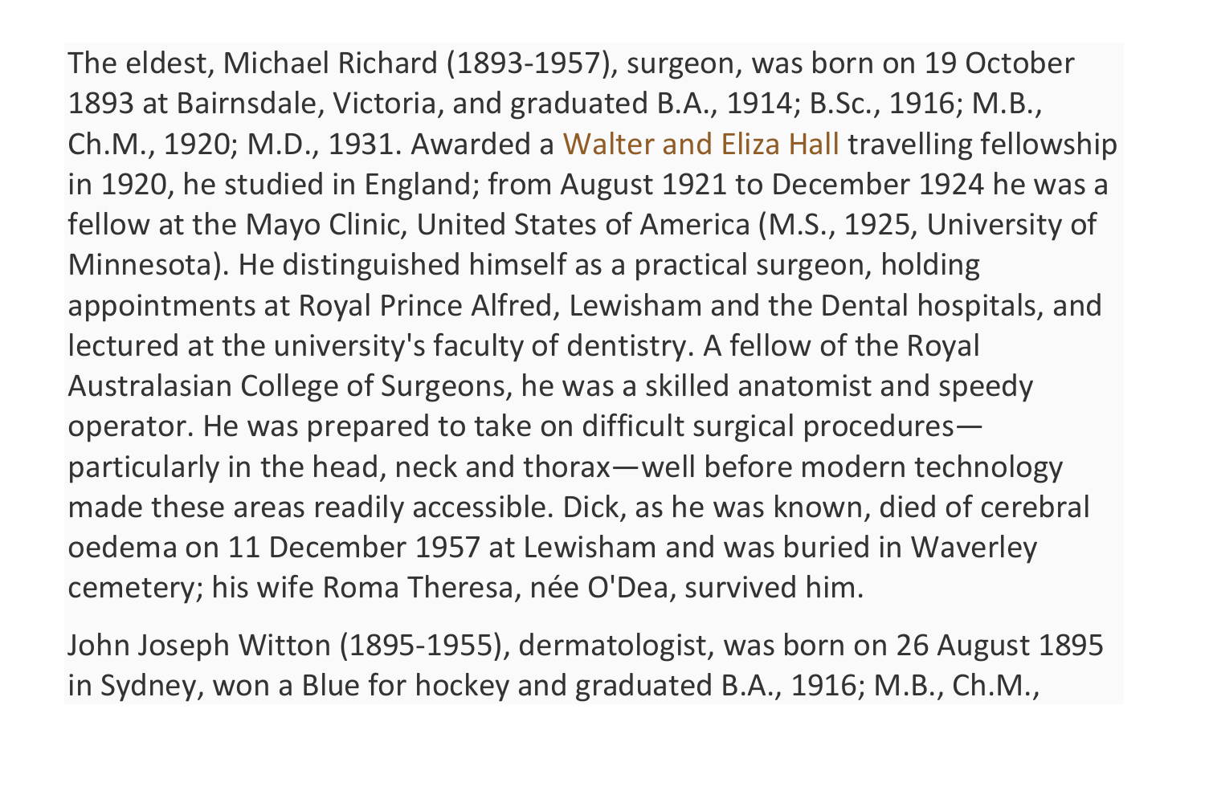The eldest, Michael Richard (1893-1957), surgeon, was born on 19 October 1893 at Bairnsdale, Victoria, and graduated B.A., 1914; B.Sc., 1916; M.B., Ch.M., 1920; M.D., 1931. Awarded a Walter and Eliza Hall travelling fellowship in 1920, he studied in England; from August 1921 to December 1924 he was a fellow at the Mayo Clinic, United States of America (M.S., 1925, University of Minnesota). He distinguished himself as a practical surgeon, holding appointments at Royal Prince Alfred, Lewisham and the Dental hospitals, and lectured at the university's faculty of dentistry. A fellow of the Royal Australasian College of Surgeons, he was a skilled anatomist and speedy operator. He was prepared to take on difficult surgical procedures—particularly in the head, neck and thorax—well before modern technology made these areas readily accessible. Dick, as he was known, died of cerebral oedema on 11 December 1957 at Lewisham and was buried in Waverley cemetery; his wife Roma Theresa, née O'Dea, survived him.

John Joseph Witton (1895-1955), dermatologist, was born on 26 August 1895 in Sydney, won a Blue for hockey and graduated B.A., 1916; M.B., Ch.M.,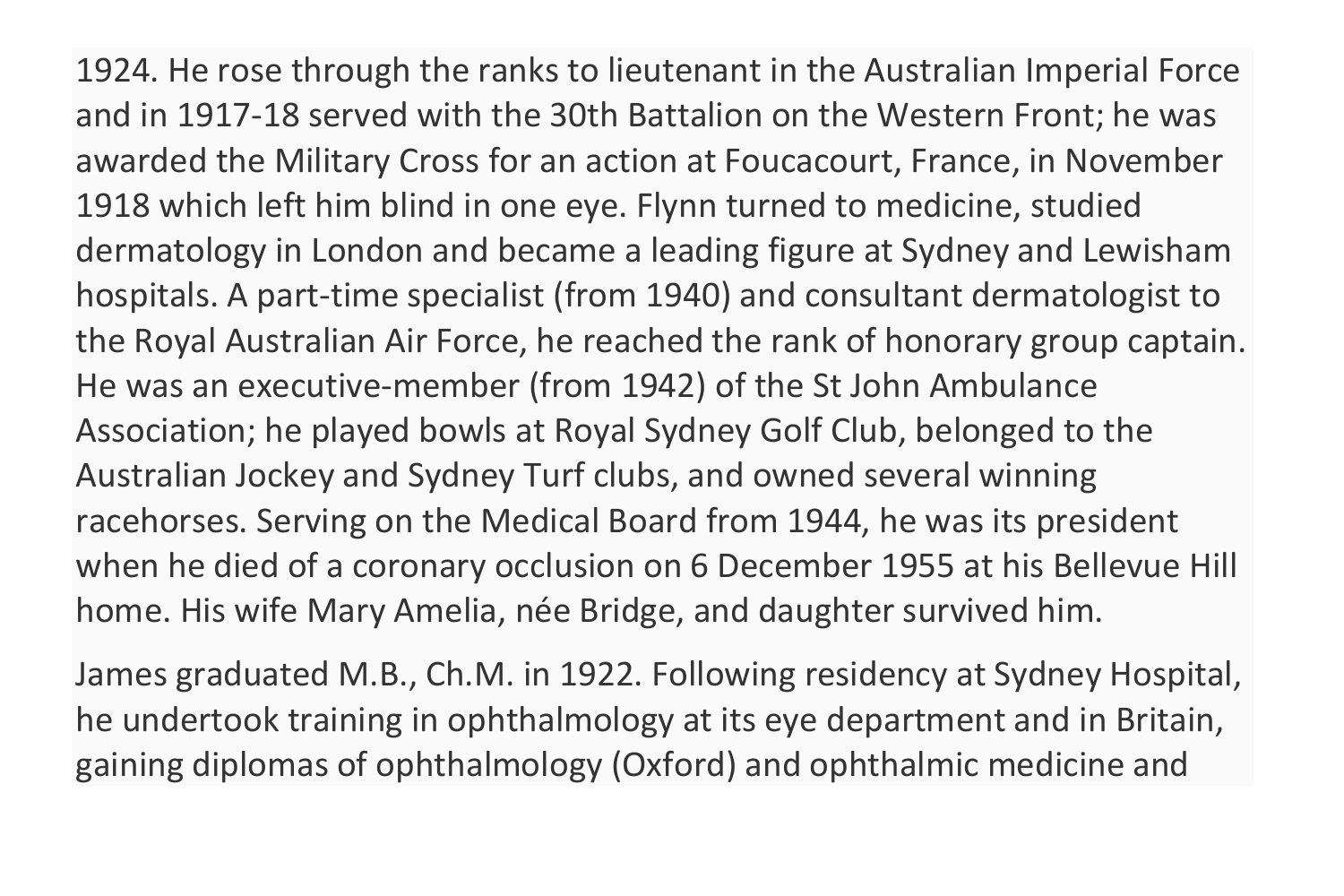1924. He rose through the ranks to lieutenant in the Australian Imperial Force and in 1917-18 served with the 30th Battalion on the Western Front; he was awarded the Military Cross for an action at Foucacourt, France, in November 1918 which left him blind in one eye. Flynn turned to medicine, studied dermatology in London and became a leading figure at Sydney and Lewisham hospitals. A part-time specialist (from 1940) and consultant dermatologist to the Royal Australian Air Force, he reached the rank of honorary group captain. He was an executive-member (from 1942) of the St John Ambulance Association; he played bowls at Royal Sydney Golf Club, belonged to the Australian Jockey and Sydney Turf clubs, and owned several winning racehorses. Serving on the Medical Board from 1944, he was its president when he died of a coronary occlusion on 6 December 1955 at his Bellevue Hill home. His wife Mary Amelia, née Bridge, and daughter survived him.

James graduated M.B., Ch.M. in 1922. Following residency at Sydney Hospital, he undertook training in ophthalmology at its eye department and in Britain, gaining diplomas of ophthalmology (Oxford) and ophthalmic medicine and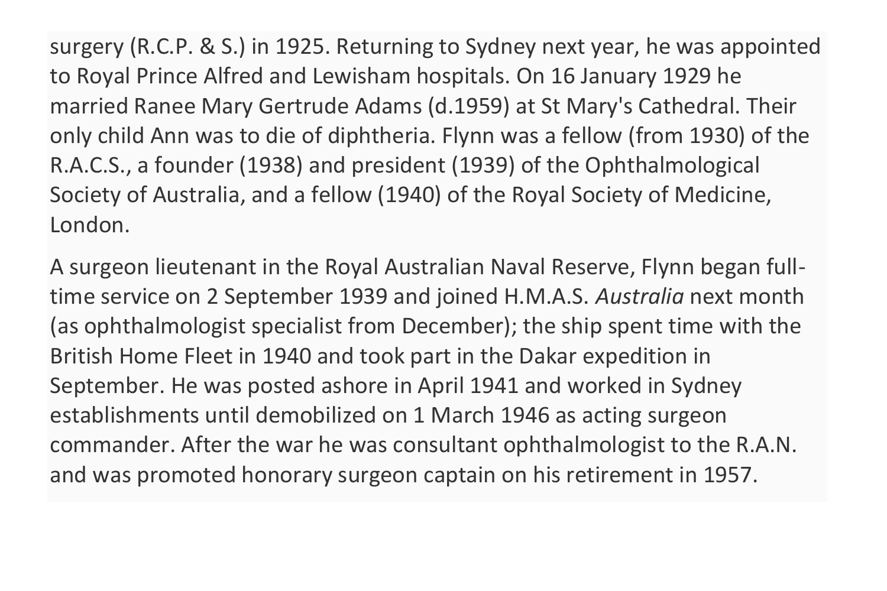surgery (R.C.P. & S.) in 1925. Returning to Sydney next year, he was appointed to Royal Prince Alfred and Lewisham hospitals. On 16 January 1929 he married Ranee Mary Gertrude Adams (d.1959) at St Mary's Cathedral. Their only child Ann was to die of diphtheria. Flynn was a fellow (from 1930) of the R.A.C.S., a founder (1938) and president (1939) of the Ophthalmological Society of Australia, and a fellow (1940) of the Royal Society of Medicine, London.

A surgeon lieutenant in the Royal Australian Naval Reserve, Flynn began full-time service on 2 September 1939 and joined H.M.A.S. *Australia* next month (as ophthalmologist specialist from December); the ship spent time with the British Home Fleet in 1940 and took part in the Dakar expedition in September. He was posted ashore in April 1941 and worked in Sydney establishments until demobilized on 1 March 1946 as acting surgeon commander. After the war he was consultant ophthalmologist to the R.A.N. and was promoted honorary surgeon captain on his retirement in 1957.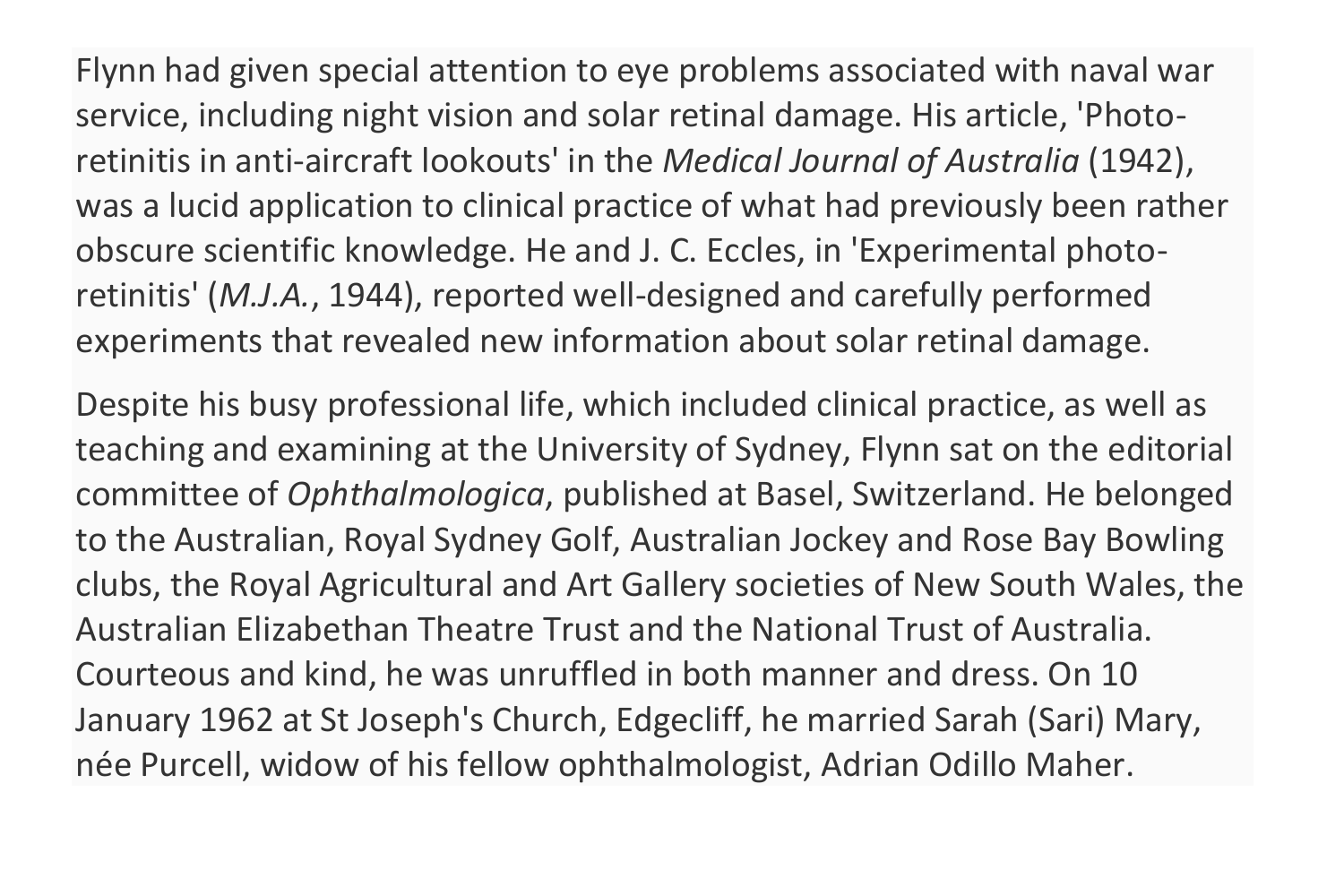Flynn had given special attention to eye problems associated with naval war service, including night vision and solar retinal damage. His article, 'Photo-retinitis in anti-aircraft lookouts' in the *Medical Journal of Australia* (1942), was a lucid application to clinical practice of what had previously been rather obscure scientific knowledge. He and J. C. Eccles, in 'Experimental photo-retinitis' (*M.J.A.*, 1944), reported well-designed and carefully performed experiments that revealed new information about solar retinal damage.

Despite his busy professional life, which included clinical practice, as well as teaching and examining at the University of Sydney, Flynn sat on the editorial committee of *Ophthalmologica*, published at Basel, Switzerland. He belonged to the Australian, Royal Sydney Golf, Australian Jockey and Rose Bay Bowling clubs, the Royal Agricultural and Art Gallery societies of New South Wales, the Australian Elizabethan Theatre Trust and the National Trust of Australia. Courteous and kind, he was unruffled in both manner and dress. On 10 January 1962 at St Joseph's Church, Edgecliff, he married Sarah (Sari) Mary, née Purcell, widow of his fellow ophthalmologist, Adrian Odillo Maher.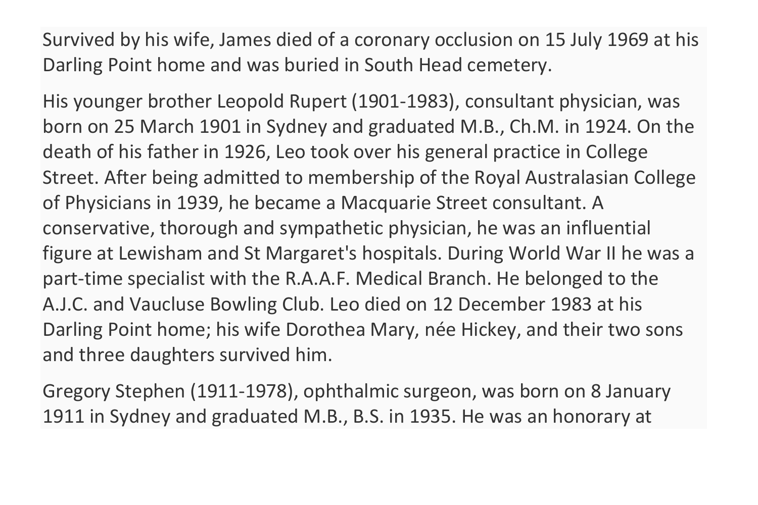Survived by his wife, James died of a coronary occlusion on 15 July 1969 at his Darling Point home and was buried in South Head cemetery.

His younger brother Leopold Rupert (1901-1983), consultant physician, was born on 25 March 1901 in Sydney and graduated M.B., Ch.M. in 1924. On the death of his father in 1926, Leo took over his general practice in College Street. After being admitted to membership of the Royal Australasian College of Physicians in 1939, he became a Macquarie Street consultant. A conservative, thorough and sympathetic physician, he was an influential figure at Lewisham and St Margaret's hospitals. During World War II he was a part-time specialist with the R.A.A.F. Medical Branch. He belonged to the A.J.C. and Vaucluse Bowling Club. Leo died on 12 December 1983 at his Darling Point home; his wife Dorothea Mary, née Hickey, and their two sons and three daughters survived him.

Gregory Stephen (1911-1978), ophthalmic surgeon, was born on 8 January 1911 in Sydney and graduated M.B., B.S. in 1935. He was an honorary at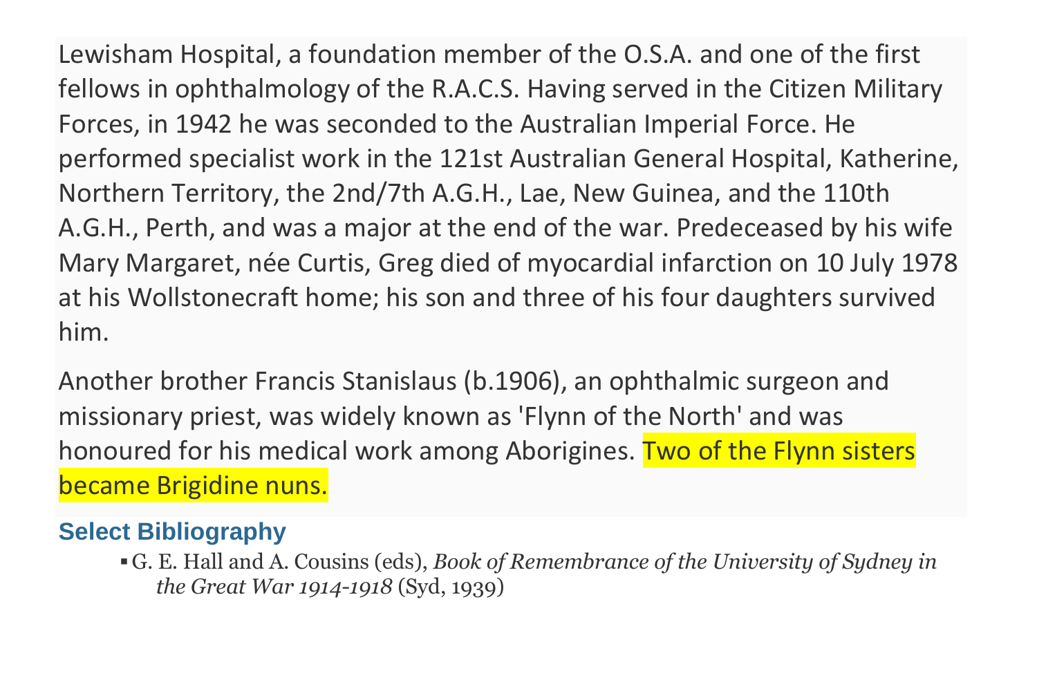Lewisham Hospital, a foundation member of the O.S.A. and one of the first fellows in ophthalmology of the R.A.C.S. Having served in the Citizen Military Forces, in 1942 he was seconded to the Australian Imperial Force. He performed specialist work in the 121st Australian General Hospital, Katherine, Northern Territory, the 2nd/7th A.G.H., Lae, New Guinea, and the 110th A.G.H., Perth, and was a major at the end of the war. Predeceased by his wife Mary Margaret, née Curtis, Greg died of myocardial infarction on 10 July 1978 at his Wollstonecraft home; his son and three of his four daughters survived him.

Another brother Francis Stanislaus (b.1906), an ophthalmic surgeon and missionary priest, was widely known as 'Flynn of the North' and was honoured for his medical work among Aborigines. Two of the Flynn sisters became Brigidine nuns.

## Select Bibliography

- G. E. Hall and A. Cousins (eds), *Book of Remembrance of the University of Sydney in the Great War 1914-1918* (Syd, 1939)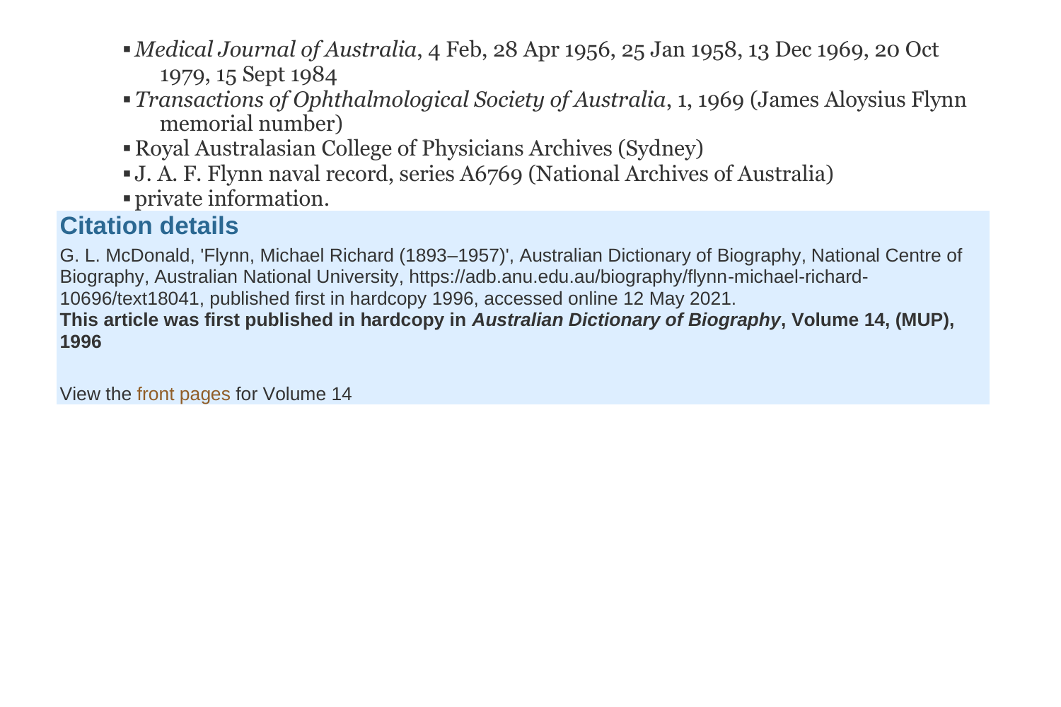- *Medical Journal of Australia*, 4 Feb, 28 Apr 1956, 25 Jan 1958, 13 Dec 1969, 20 Oct 1979, 15 Sept 1984
- *Transactions of Ophthalmological Society of Australia*, 1, 1969 (James Aloysius Flynn memorial number)
- Royal Australasian College of Physicians Archives (Sydney)
- J. A. F. Flynn naval record, series A6769 (National Archives of Australia)
- private information.

## Citation details

G. L. McDonald, 'Flynn, Michael Richard (1893–1957)', Australian Dictionary of Biography, National Centre of Biography, Australian National University, https://adb.anu.edu.au/biography/flynn-michael-richard-10696/text18041, published first in hardcopy 1996, accessed online 12 May 2021.

**This article was first published in hardcopy in *Australian Dictionary of Biography*, Volume 14, (MUP), 1996**

View the front pages for Volume 14